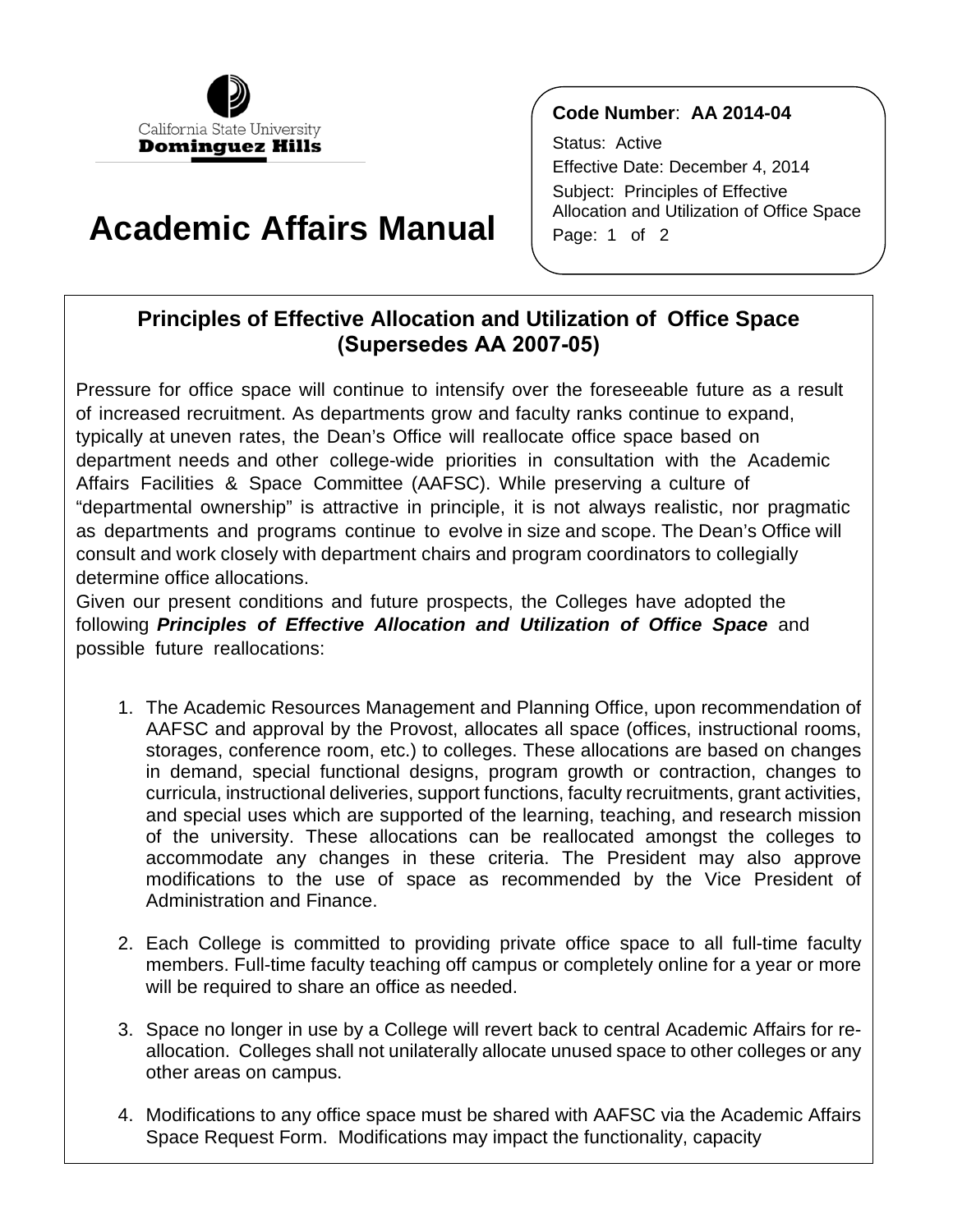California State University
**Dominguez Hills**

# Academic Affairs Manual

**Code Number**: **AA 2014-04**
Status: Active
Effective Date: December 4, 2014
Subject: Principles of Effective Allocation and Utilization of Office Space

## Principles of Effective Allocation and Utilization of Office Space (Supersedes AA 2007-05)

Pressure for office space will continue to intensify over the foreseeable future as a result of increased recruitment. As departments grow and faculty ranks continue to expand, typically at uneven rates, the Dean's Office will reallocate office space based on department needs and other college-wide priorities in consultation with the Academic Affairs Facilities & Space Committee (AAFSC). While preserving a culture of "departmental ownership" is attractive in principle, it is not always realistic, nor pragmatic as departments and programs continue to evolve in size and scope. The Dean's Office will consult and work closely with department chairs and program coordinators to collegially determine office allocations.

Given our present conditions and future prospects, the Colleges have adopted the following ***Principles of Effective Allocation and Utilization of Office Space*** and possible future reallocations:

1. The Academic Resources Management and Planning Office, upon recommendation of AAFSC and approval by the Provost, allocates all space (offices, instructional rooms, storages, conference room, etc.) to colleges. These allocations are based on changes in demand, special functional designs, program growth or contraction, changes to curricula, instructional deliveries, support functions, faculty recruitments, grant activities, and special uses which are supported of the learning, teaching, and research mission of the university. These allocations can be reallocated amongst the colleges to accommodate any changes in these criteria. The President may also approve modifications to the use of space as recommended by the Vice President of Administration and Finance.

2. Each College is committed to providing private office space to all full-time faculty members. Full-time faculty teaching off campus or completely online for a year or more will be required to share an office as needed.

3. Space no longer in use by a College will revert back to central Academic Affairs for re-allocation. Colleges shall not unilaterally allocate unused space to other colleges or any other areas on campus.

4. Modifications to any office space must be shared with AAFSC via the Academic Affairs Space Request Form. Modifications may impact the functionality, capacity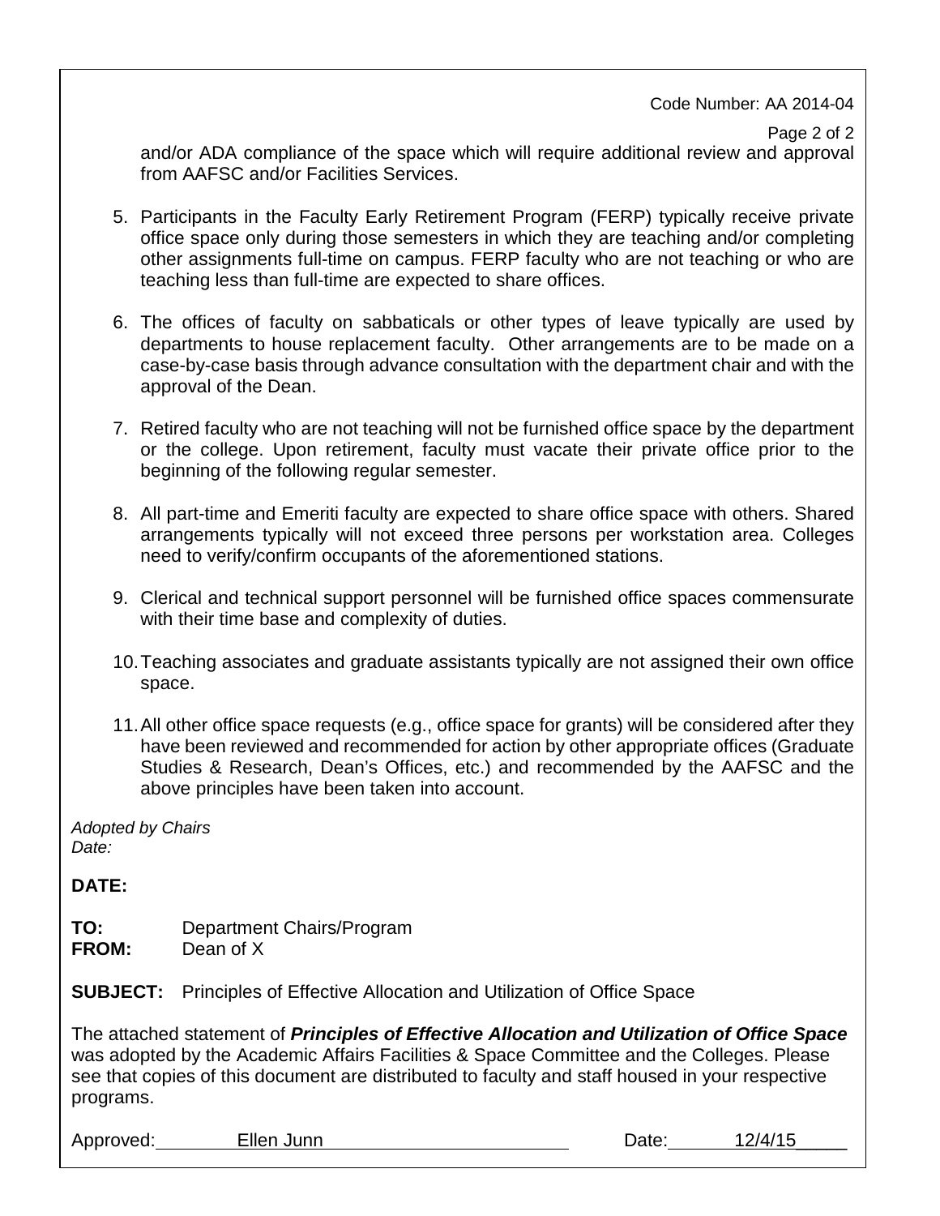Code Number: AA 2014-04

and/or ADA compliance of the space which will require additional review and approval from AAFSC and/or Facilities Services.

5. Participants in the Faculty Early Retirement Program (FERP) typically receive private office space only during those semesters in which they are teaching and/or completing other assignments full-time on campus. FERP faculty who are not teaching or who are teaching less than full-time are expected to share offices.

6. The offices of faculty on sabbaticals or other types of leave typically are used by departments to house replacement faculty. Other arrangements are to be made on a case-by-case basis through advance consultation with the department chair and with the approval of the Dean.

7. Retired faculty who are not teaching will not be furnished office space by the department or the college. Upon retirement, faculty must vacate their private office prior to the beginning of the following regular semester.

8. All part-time and Emeriti faculty are expected to share office space with others. Shared arrangements typically will not exceed three persons per workstation area. Colleges need to verify/confirm occupants of the aforementioned stations.

9. Clerical and technical support personnel will be furnished office spaces commensurate with their time base and complexity of duties.

10. Teaching associates and graduate assistants typically are not assigned their own office space.

11. All other office space requests (e.g., office space for grants) will be considered after they have been reviewed and recommended for action by other appropriate offices (Graduate Studies & Research, Dean's Offices, etc.) and recommended by the AAFSC and the above principles have been taken into account.

*Adopted by Chairs*
*Date:*

**DATE:**

**TO:** Department Chairs/Program
**FROM:** Dean of X

**SUBJECT:** Principles of Effective Allocation and Utilization of Office Space

The attached statement of ***Principles of Effective Allocation and Utilization of Office Space*** was adopted by the Academic Affairs Facilities & Space Committee and the Colleges. Please see that copies of this document are distributed to faculty and staff housed in your respective programs.

Approved: Ellen Junn Date: 12/4/15